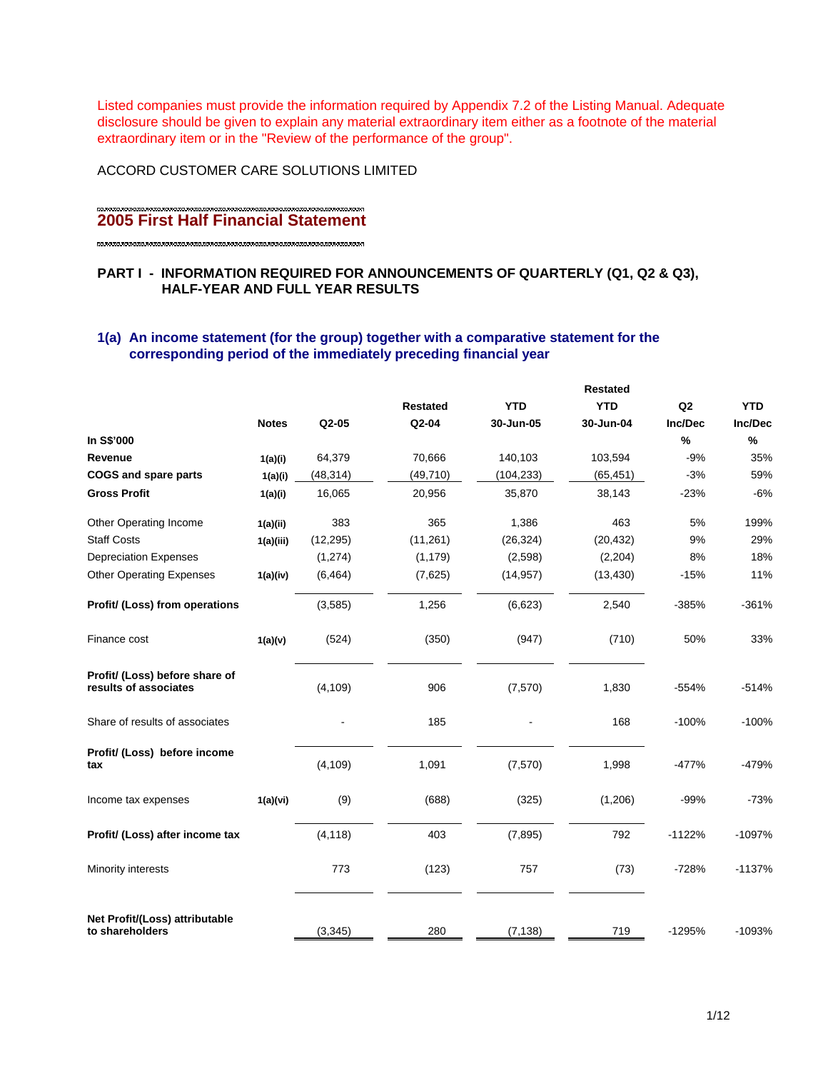Listed companies must provide the information required by Appendix 7.2 of the Listing Manual. Adequate disclosure should be given to explain any material extraordinary item either as a footnote of the material extraordinary item or in the "Review of the performance of the group".

ACCORD CUSTOMER CARE SOLUTIONS LIMITED

# 2005 First Half Financial Statement

## PART I - INFORMATION REQUIRED FOR ANNOUNCEMENTS OF QUARTERLY (Q1, Q2 & Q3), HALF-YEAR AND FULL YEAR RESULTS

### 1(a) An income statement (for the group) together with a comparative statement for the corresponding period of the immediately preceding financial year

| In S$'000 | Notes | Q2-05 | Restated Q2-04 | YTD 30-Jun-05 | Restated YTD 30-Jun-04 | Q2 Inc/Dec % | YTD Inc/Dec % |
|---|---|---|---|---|---|---|---|
| **Revenue** | 1(a)(i) | 64,379 | 70,666 | 140,103 | 103,594 | -9% | 35% |
| **COGS and spare parts** | 1(a)(i) | (48,314) | (49,710) | (104,233) | (65,451) | -3% | 59% |
| **Gross Profit** | 1(a)(i) | 16,065 | 20,956 | 35,870 | 38,143 | -23% | -6% |
| Other Operating Income | 1(a)(ii) | 383 | 365 | 1,386 | 463 | 5% | 199% |
| Staff Costs | 1(a)(iii) | (12,295) | (11,261) | (26,324) | (20,432) | 9% | 29% |
| Depreciation Expenses | | (1,274) | (1,179) | (2,598) | (2,204) | 8% | 18% |
| Other Operating Expenses | 1(a)(iv) | (6,464) | (7,625) | (14,957) | (13,430) | -15% | 11% |
| **Profit/ (Loss) from operations** | | (3,585) | 1,256 | (6,623) | 2,540 | -385% | -361% |
| Finance cost | 1(a)(v) | (524) | (350) | (947) | (710) | 50% | 33% |
| **Profit/ (Loss) before share of results of associates** | | (4,109) | 906 | (7,570) | 1,830 | -554% | -514% |
| Share of results of associates | | - | 185 | - | 168 | -100% | -100% |
| **Profit/ (Loss) before income tax** | | (4,109) | 1,091 | (7,570) | 1,998 | -477% | -479% |
| Income tax expenses | 1(a)(vi) | (9) | (688) | (325) | (1,206) | -99% | -73% |
| **Profit/ (Loss) after income tax** | | (4,118) | 403 | (7,895) | 792 | -1122% | -1097% |
| Minority interests | | 773 | (123) | 757 | (73) | -728% | -1137% |
| **Net Profit/(Loss) attributable to shareholders** | | (3,345) | 280 | (7,138) | 719 | -1295% | -1093% |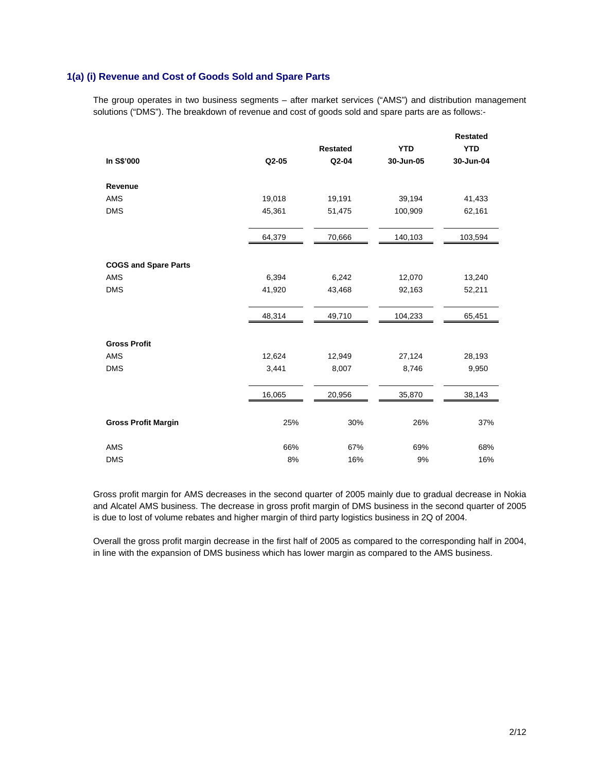### 1(a) (i) Revenue and Cost of Goods Sold and Spare Parts

The group operates in two business segments – after market services ("AMS") and distribution management solutions ("DMS"). The breakdown of revenue and cost of goods sold and spare parts are as follows:-

| In S$'000 | Q2-05 | Restated Q2-04 | YTD 30-Jun-05 | Restated YTD 30-Jun-04 |
|---|---|---|---|---|
| **Revenue** | | | | |
| AMS | 19,018 | 19,191 | 39,194 | 41,433 |
| DMS | 45,361 | 51,475 | 100,909 | 62,161 |
| | 64,379 | 70,666 | 140,103 | 103,594 |
| **COGS and Spare Parts** | | | | |
| AMS | 6,394 | 6,242 | 12,070 | 13,240 |
| DMS | 41,920 | 43,468 | 92,163 | 52,211 |
| | 48,314 | 49,710 | 104,233 | 65,451 |
| **Gross Profit** | | | | |
| AMS | 12,624 | 12,949 | 27,124 | 28,193 |
| DMS | 3,441 | 8,007 | 8,746 | 9,950 |
| | 16,065 | 20,956 | 35,870 | 38,143 |
| **Gross Profit Margin** | 25% | 30% | 26% | 37% |
| AMS | 66% | 67% | 69% | 68% |
| DMS | 8% | 16% | 9% | 16% |

Gross profit margin for AMS decreases in the second quarter of 2005 mainly due to gradual decrease in Nokia and Alcatel AMS business. The decrease in gross profit margin of DMS business in the second quarter of 2005 is due to lost of volume rebates and higher margin of third party logistics business in 2Q of 2004.

Overall the gross profit margin decrease in the first half of 2005 as compared to the corresponding half in 2004, in line with the expansion of DMS business which has lower margin as compared to the AMS business.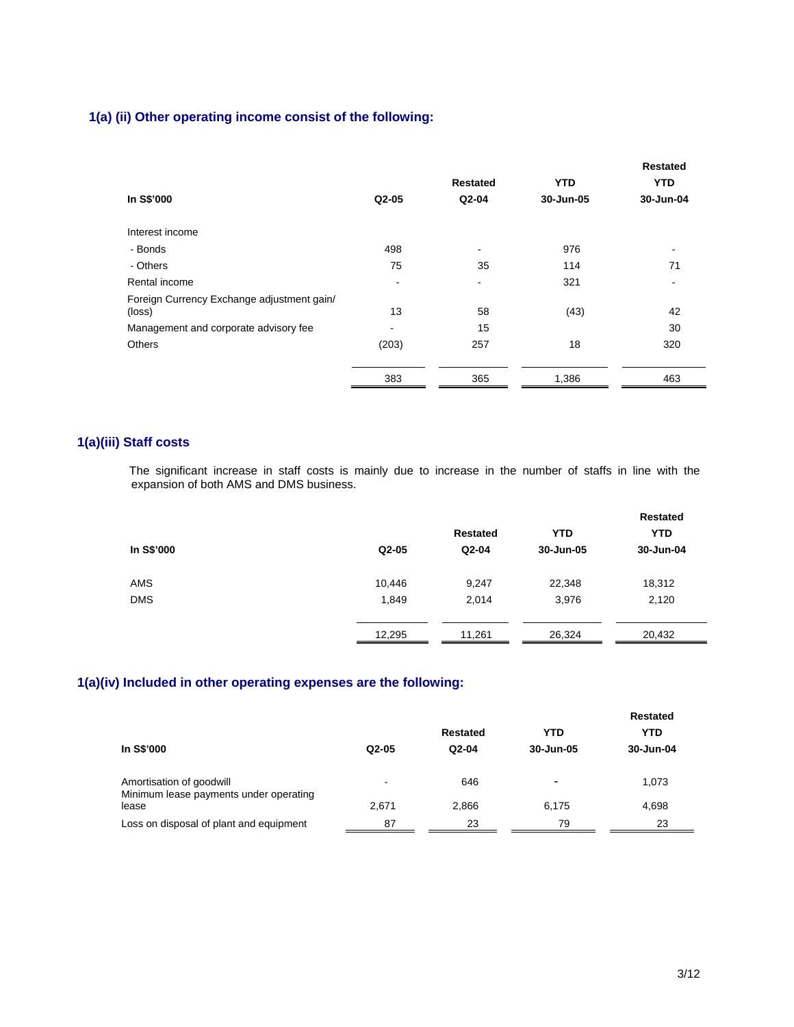## 1(a) (ii) Other operating income consist of the following:

| In S$'000 | Q2-05 | Restated Q2-04 | YTD 30-Jun-05 | Restated YTD 30-Jun-04 |
|---|---|---|---|---|
| Interest income | | | | |
| - Bonds | 498 | - | 976 | - |
| - Others | 75 | 35 | 114 | 71 |
| Rental income | - | - | 321 | - |
| Foreign Currency Exchange adjustment gain/ (loss) | 13 | 58 | (43) | 42 |
| Management and corporate advisory fee | - | 15 | | 30 |
| Others | (203) | 257 | 18 | 320 |
| | 383 | 365 | 1,386 | 463 |

## 1(a)(iii) Staff costs

The significant increase in staff costs is mainly due to increase in the number of staffs in line with the expansion of both AMS and DMS business.

| In S$'000 | Q2-05 | Restated Q2-04 | YTD 30-Jun-05 | Restated YTD 30-Jun-04 |
|---|---|---|---|---|
| AMS | 10,446 | 9,247 | 22,348 | 18,312 |
| DMS | 1,849 | 2,014 | 3,976 | 2,120 |
| | 12,295 | 11,261 | 26,324 | 20,432 |

## 1(a)(iv) Included in other operating expenses are the following:

| In S$'000 | Q2-05 | Restated Q2-04 | YTD 30-Jun-05 | Restated YTD 30-Jun-04 |
|---|---|---|---|---|
| Amortisation of goodwill | - | 646 | - | 1,073 |
| Minimum lease payments under operating lease | 2,671 | 2,866 | 6,175 | 4,698 |
| Loss on disposal of plant and equipment | 87 | 23 | 79 | 23 |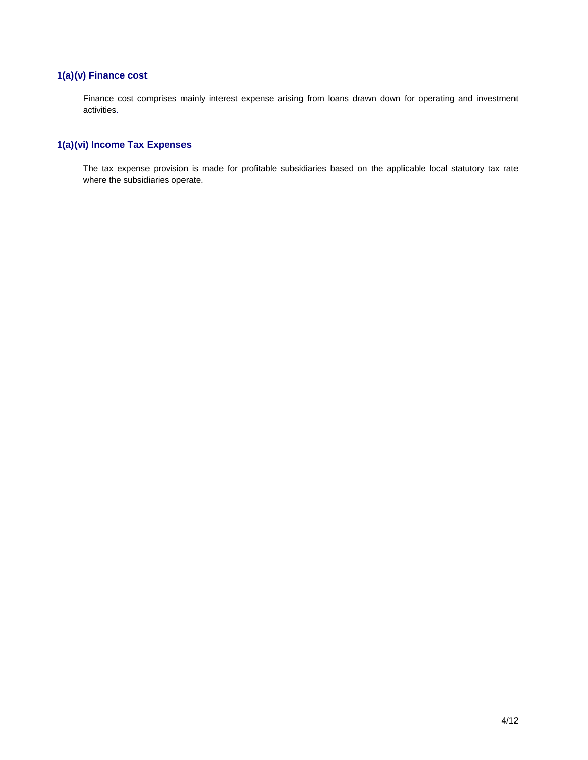### 1(a)(v) Finance cost

Finance cost comprises mainly interest expense arising from loans drawn down for operating and investment activities.

### 1(a)(vi) Income Tax Expenses

The tax expense provision is made for profitable subsidiaries based on the applicable local statutory tax rate where the subsidiaries operate.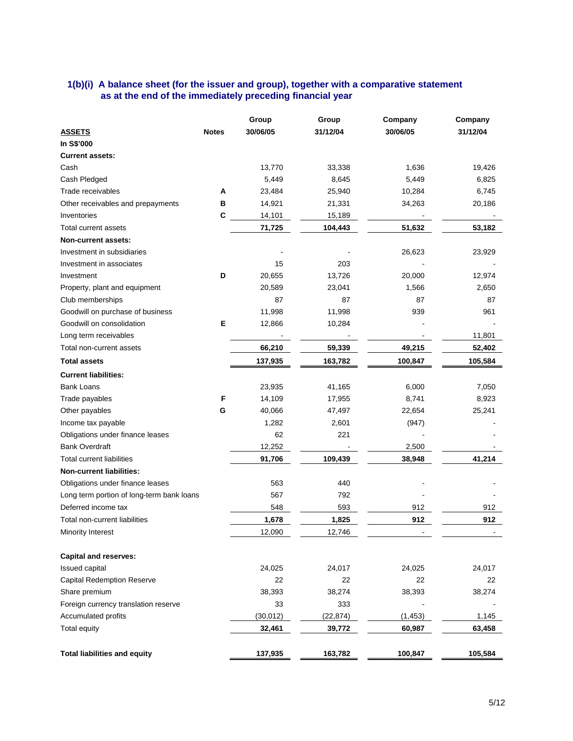### 1(b)(i) A balance sheet (for the issuer and group), together with a comparative statement as at the end of the immediately preceding financial year

| ASSETS | Notes | Group 30/06/05 | Group 31/12/04 | Company 30/06/05 | Company 31/12/04 |
|---|---|---|---|---|---|
| **In S$'000** | | | | | |
| **Current assets:** | | | | | |
| Cash | | 13,770 | 33,338 | 1,636 | 19,426 |
| Cash Pledged | | 5,449 | 8,645 | 5,449 | 6,825 |
| Trade receivables | A | 23,484 | 25,940 | 10,284 | 6,745 |
| Other receivables and prepayments | B | 14,921 | 21,331 | 34,263 | 20,186 |
| Inventories | C | 14,101 | 15,189 | - | - |
| Total current assets | | **71,725** | **104,443** | **51,632** | **53,182** |
| **Non-current assets:** | | | | | |
| Investment in subsidiaries | | - | - | 26,623 | 23,929 |
| Investment in associates | | 15 | 203 | - | - |
| Investment | D | 20,655 | 13,726 | 20,000 | 12,974 |
| Property, plant and equipment | | 20,589 | 23,041 | 1,566 | 2,650 |
| Club memberships | | 87 | 87 | 87 | 87 |
| Goodwill on purchase of business | | 11,998 | 11,998 | 939 | 961 |
| Goodwill on consolidation | E | 12,866 | 10,284 | - | - |
| Long term receivables | | - | - | - | 11,801 |
| Total non-current assets | | **66,210** | **59,339** | **49,215** | **52,402** |
| **Total assets** | | **137,935** | **163,782** | **100,847** | **105,584** |
| **Current liabilities:** | | | | | |
| Bank Loans | | 23,935 | 41,165 | 6,000 | 7,050 |
| Trade payables | F | 14,109 | 17,955 | 8,741 | 8,923 |
| Other payables | G | 40,066 | 47,497 | 22,654 | 25,241 |
| Income tax payable | | 1,282 | 2,601 | (947) | - |
| Obligations under finance leases | | 62 | 221 | - | - |
| Bank Overdraft | | 12,252 | - | 2,500 | - |
| Total current liabilities | | **91,706** | **109,439** | **38,948** | **41,214** |
| **Non-current liabilities:** | | | | | |
| Obligations under finance leases | | 563 | 440 | - | - |
| Long term portion of long-term bank loans | | 567 | 792 | - | - |
| Deferred income tax | | 548 | 593 | 912 | 912 |
| Total non-current liabilities | | **1,678** | **1,825** | **912** | **912** |
| Minority Interest | | 12,090 | 12,746 | - | - |
| **Capital and reserves:** | | | | | |
| Issued capital | | 24,025 | 24,017 | 24,025 | 24,017 |
| Capital Redemption Reserve | | 22 | 22 | 22 | 22 |
| Share premium | | 38,393 | 38,274 | 38,393 | 38,274 |
| Foreign currency translation reserve | | 33 | 333 | - | - |
| Accumulated profits | | (30,012) | (22,874) | (1,453) | 1,145 |
| Total equity | | **32,461** | **39,772** | **60,987** | **63,458** |
| **Total liabilities and equity** | | **137,935** | **163,782** | **100,847** | **105,584** |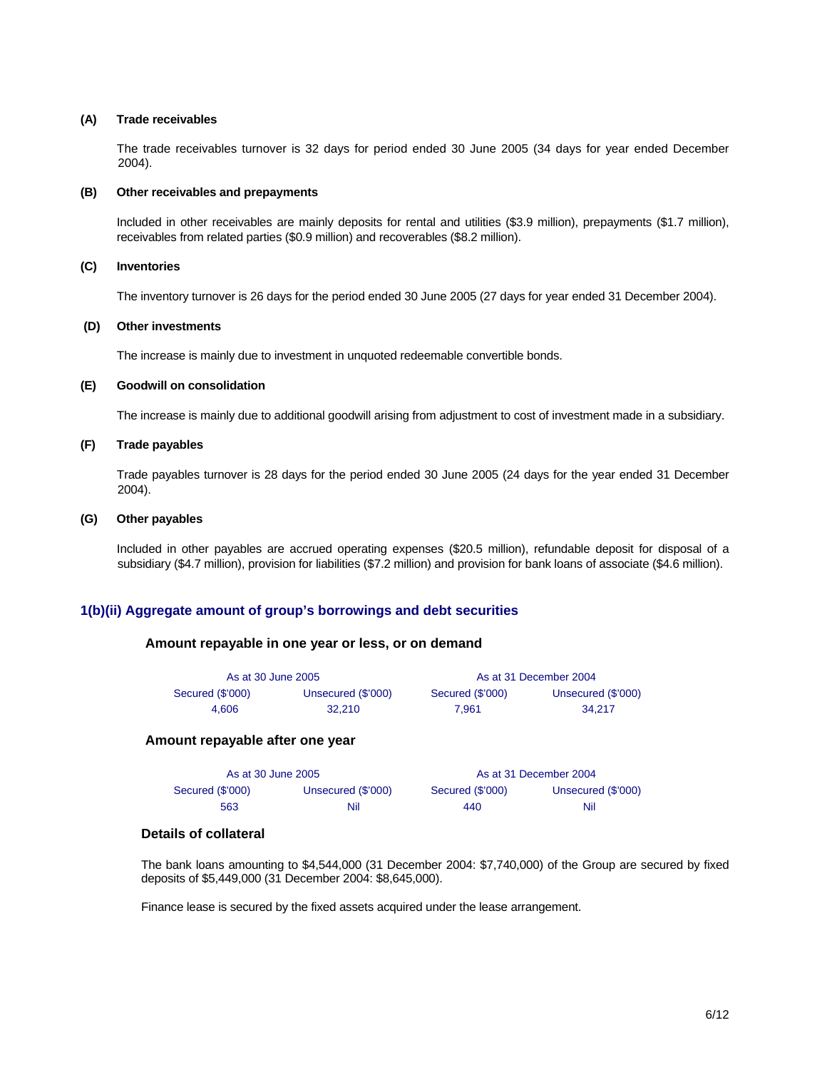**(A) Trade receivables**

The trade receivables turnover is 32 days for period ended 30 June 2005 (34 days for year ended December 2004).

**(B) Other receivables and prepayments**

Included in other receivables are mainly deposits for rental and utilities ($3.9 million), prepayments ($1.7 million), receivables from related parties ($0.9 million) and recoverables ($8.2 million).

**(C) Inventories**

The inventory turnover is 26 days for the period ended 30 June 2005 (27 days for year ended 31 December 2004).

**(D) Other investments**

The increase is mainly due to investment in unquoted redeemable convertible bonds.

**(E) Goodwill on consolidation**

The increase is mainly due to additional goodwill arising from adjustment to cost of investment made in a subsidiary.

**(F) Trade payables**

Trade payables turnover is 28 days for the period ended 30 June 2005 (24 days for the year ended 31 December 2004).

**(G) Other payables**

Included in other payables are accrued operating expenses ($20.5 million), refundable deposit for disposal of a subsidiary ($4.7 million), provision for liabilities ($7.2 million) and provision for bank loans of associate ($4.6 million).

## 1(b)(ii) Aggregate amount of group's borrowings and debt securities

### Amount repayable in one year or less, or on demand

| As at 30 June 2005 | | As at 31 December 2004 | |
|---|---|---|---|
| Secured ($'000) | Unsecured ($'000) | Secured ($'000) | Unsecured ($'000) |
| 4,606 | 32,210 | 7,961 | 34,217 |

### Amount repayable after one year

| As at 30 June 2005 | | As at 31 December 2004 | |
|---|---|---|---|
| Secured ($'000) | Unsecured ($'000) | Secured ($'000) | Unsecured ($'000) |
| 563 | Nil | 440 | Nil |

### Details of collateral

The bank loans amounting to $4,544,000 (31 December 2004: $7,740,000) of the Group are secured by fixed deposits of $5,449,000 (31 December 2004: $8,645,000).

Finance lease is secured by the fixed assets acquired under the lease arrangement.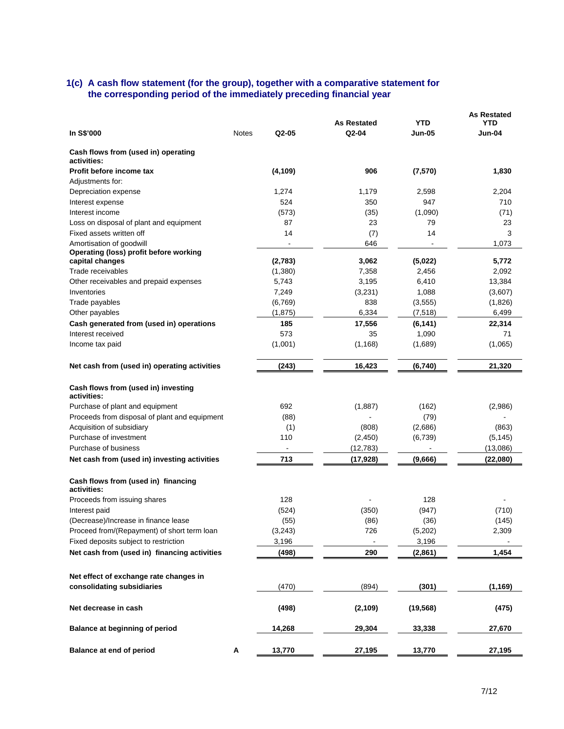### 1(c) A cash flow statement (for the group), together with a comparative statement for the corresponding period of the immediately preceding financial year

| In S$'000 | Notes | Q2-05 | As Restated Q2-04 | YTD Jun-05 | As Restated YTD Jun-04 |
|---|---|---|---|---|---|
| **Cash flows from (used in) operating activities:** | | | | | |
| **Profit before income tax** | | **(4,109)** | **906** | **(7,570)** | **1,830** |
| Adjustments for: | | | | | |
| Depreciation expense | | 1,274 | 1,179 | 2,598 | 2,204 |
| Interest expense | | 524 | 350 | 947 | 710 |
| Interest income | | (573) | (35) | (1,090) | (71) |
| Loss on disposal of plant and equipment | | 87 | 23 | 79 | 23 |
| Fixed assets written off | | 14 | (7) | 14 | 3 |
| Amortisation of goodwill | | - | 646 | - | 1,073 |
| **Operating (loss) profit before working capital changes** | | **(2,783)** | **3,062** | **(5,022)** | **5,772** |
| Trade receivables | | (1,380) | 7,358 | 2,456 | 2,092 |
| Other receivables and prepaid expenses | | 5,743 | 3,195 | 6,410 | 13,384 |
| Inventories | | 7,249 | (3,231) | 1,088 | (3,607) |
| Trade payables | | (6,769) | 838 | (3,555) | (1,826) |
| Other payables | | (1,875) | 6,334 | (7,518) | 6,499 |
| **Cash generated from (used in) operations** | | **185** | **17,556** | **(6,141)** | **22,314** |
| Interest received | | 573 | 35 | 1,090 | 71 |
| Income tax paid | | (1,001) | (1,168) | (1,689) | (1,065) |
| **Net cash from (used in) operating activities** | | **(243)** | **16,423** | **(6,740)** | **21,320** |
| **Cash flows from (used in) investing activities:** | | | | | |
| Purchase of plant and equipment | | 692 | (1,887) | (162) | (2,986) |
| Proceeds from disposal of plant and equipment | | (88) | - | (79) | - |
| Acquisition of subsidiary | | (1) | (808) | (2,686) | (863) |
| Purchase of investment | | 110 | (2,450) | (6,739) | (5,145) |
| Purchase of business | | - | (12,783) | - | (13,086) |
| **Net cash from (used in) investing activities** | | **713** | **(17,928)** | **(9,666)** | **(22,080)** |
| **Cash flows from (used in) financing activities:** | | | | | |
| Proceeds from issuing shares | | 128 | - | 128 | - |
| Interest paid | | (524) | (350) | (947) | (710) |
| (Decrease)/Increase in finance lease | | (55) | (86) | (36) | (145) |
| Proceed from/(Repayment) of short term loan | | (3,243) | 726 | (5,202) | 2,309 |
| Fixed deposits subject to restriction | | 3,196 | - | 3,196 | - |
| **Net cash from (used in) financing activities** | | **(498)** | **290** | **(2,861)** | **1,454** |
| **Net effect of exchange rate changes in consolidating subsidiaries** | | (470) | (894) | **(301)** | **(1,169)** |
| **Net decrease in cash** | | **(498)** | **(2,109)** | **(19,568)** | **(475)** |
| **Balance at beginning of period** | | **14,268** | **29,304** | **33,338** | **27,670** |
| **Balance at end of period** | **A** | **13,770** | **27,195** | **13,770** | **27,195** |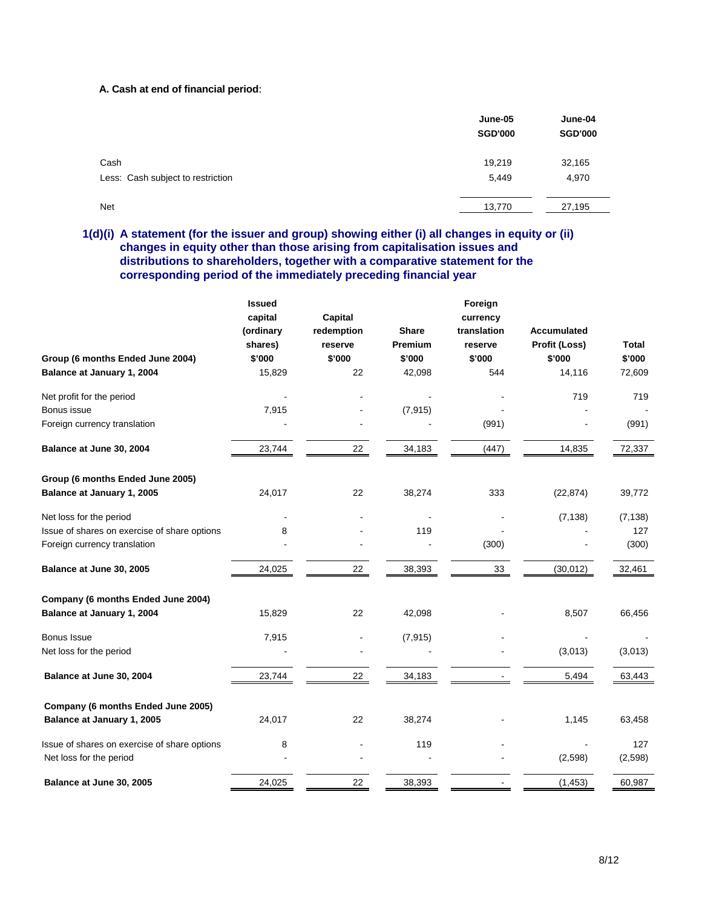**A. Cash at end of financial period**:

| | June-05 SGD'000 | June-04 SGD'000 |
|---|---|---|
| Cash | 19,219 | 32,165 |
| Less: Cash subject to restriction | 5,449 | 4,970 |
| Net | 13,770 | 27,195 |

### 1(d)(i) A statement (for the issuer and group) showing either (i) all changes in equity or (ii) changes in equity other than those arising from capitalisation issues and distributions to shareholders, together with a comparative statement for the corresponding period of the immediately preceding financial year

| | Issued capital (ordinary shares) $'000 | Capital redemption reserve $'000 | Share Premium $'000 | Foreign currency translation reserve $'000 | Accumulated Profit (Loss) $'000 | Total $'000 |
|---|---|---|---|---|---|---|
| **Group (6 months Ended June 2004)** | | | | | | |
| **Balance at January 1, 2004** | 15,829 | 22 | 42,098 | 544 | 14,116 | 72,609 |
| Net profit for the period | - | - | - | - | 719 | 719 |
| Bonus issue | 7,915 | - | (7,915) | - | - | - |
| Foreign currency translation | - | - | - | (991) | - | (991) |
| **Balance at June 30, 2004** | 23,744 | 22 | 34,183 | (447) | 14,835 | 72,337 |
| **Group (6 months Ended June 2005)** | | | | | | |
| **Balance at January 1, 2005** | 24,017 | 22 | 38,274 | 333 | (22,874) | 39,772 |
| Net loss for the period | - | - | - | - | (7,138) | (7,138) |
| Issue of shares on exercise of share options | 8 | - | 119 | - | - | 127 |
| Foreign currency translation | - | - | - | (300) | - | (300) |
| **Balance at June 30, 2005** | 24,025 | 22 | 38,393 | 33 | (30,012) | 32,461 |
| **Company (6 months Ended June 2004)** | | | | | | |
| **Balance at January 1, 2004** | 15,829 | 22 | 42,098 | - | 8,507 | 66,456 |
| Bonus Issue | 7,915 | - | (7,915) | - | - | - |
| Net loss for the period | - | - | - | - | (3,013) | (3,013) |
| **Balance at June 30, 2004** | 23,744 | 22 | 34,183 | - | 5,494 | 63,443 |
| **Company (6 months Ended June 2005)** | | | | | | |
| **Balance at January 1, 2005** | 24,017 | 22 | 38,274 | - | 1,145 | 63,458 |
| Issue of shares on exercise of share options | 8 | - | 119 | - | - | 127 |
| Net loss for the period | - | - | - | - | (2,598) | (2,598) |
| **Balance at June 30, 2005** | 24,025 | 22 | 38,393 | - | (1,453) | 60,987 |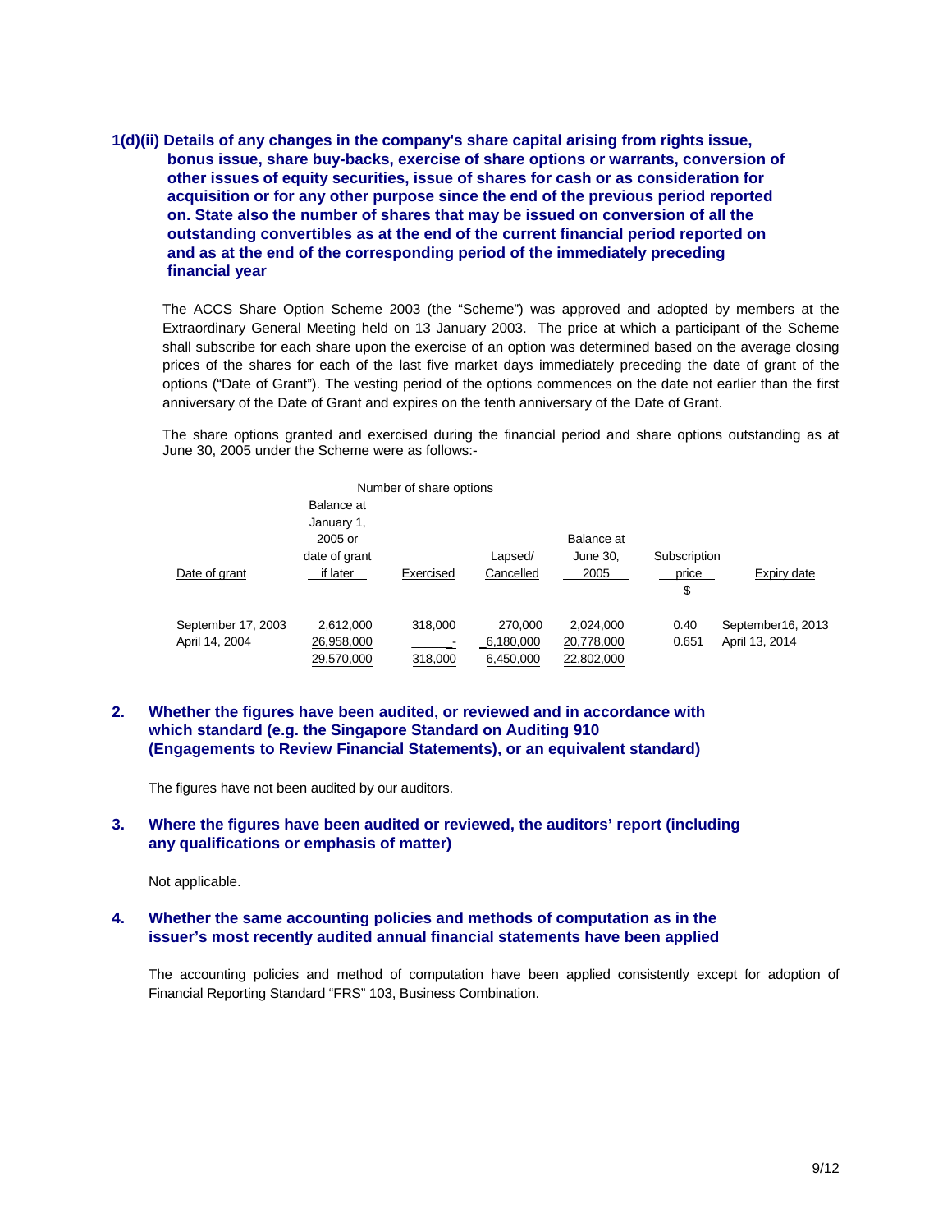**1(d)(ii) Details of any changes in the company's share capital arising from rights issue, bonus issue, share buy-backs, exercise of share options or warrants, conversion of other issues of equity securities, issue of shares for cash or as consideration for acquisition or for any other purpose since the end of the previous period reported on. State also the number of shares that may be issued on conversion of all the outstanding convertibles as at the end of the current financial period reported on and as at the end of the corresponding period of the immediately preceding financial year**

The ACCS Share Option Scheme 2003 (the "Scheme") was approved and adopted by members at the Extraordinary General Meeting held on 13 January 2003. The price at which a participant of the Scheme shall subscribe for each share upon the exercise of an option was determined based on the average closing prices of the shares for each of the last five market days immediately preceding the date of grant of the options ("Date of Grant"). The vesting period of the options commences on the date not earlier than the first anniversary of the Date of Grant and expires on the tenth anniversary of the Date of Grant.

The share options granted and exercised during the financial period and share options outstanding as at June 30, 2005 under the Scheme were as follows:-

| | Number of share options | | | | | |
|---|---|---|---|---|---|---|
| Date of grant | Balance at January 1, 2005 or date of grant if later | Exercised | Lapsed/ Cancelled | Balance at June 30, 2005 | Subscription price | Expiry date |
| | | | | | $ | |
| September 17, 2003 | 2,612,000 | 318,000 | 270,000 | 2,024,000 | 0.40 | September16, 2013 |
| April 14, 2004 | 26,958,000 | - | 6,180,000 | 20,778,000 | 0.651 | April 13, 2014 |
| | 29,570,000 | 318,000 | 6,450,000 | 22,802,000 | | |

**2. Whether the figures have been audited, or reviewed and in accordance with which standard (e.g. the Singapore Standard on Auditing 910 (Engagements to Review Financial Statements), or an equivalent standard)**

The figures have not been audited by our auditors.

**3. Where the figures have been audited or reviewed, the auditors' report (including any qualifications or emphasis of matter)**

Not applicable.

**4. Whether the same accounting policies and methods of computation as in the issuer's most recently audited annual financial statements have been applied**

The accounting policies and method of computation have been applied consistently except for adoption of Financial Reporting Standard "FRS" 103, Business Combination.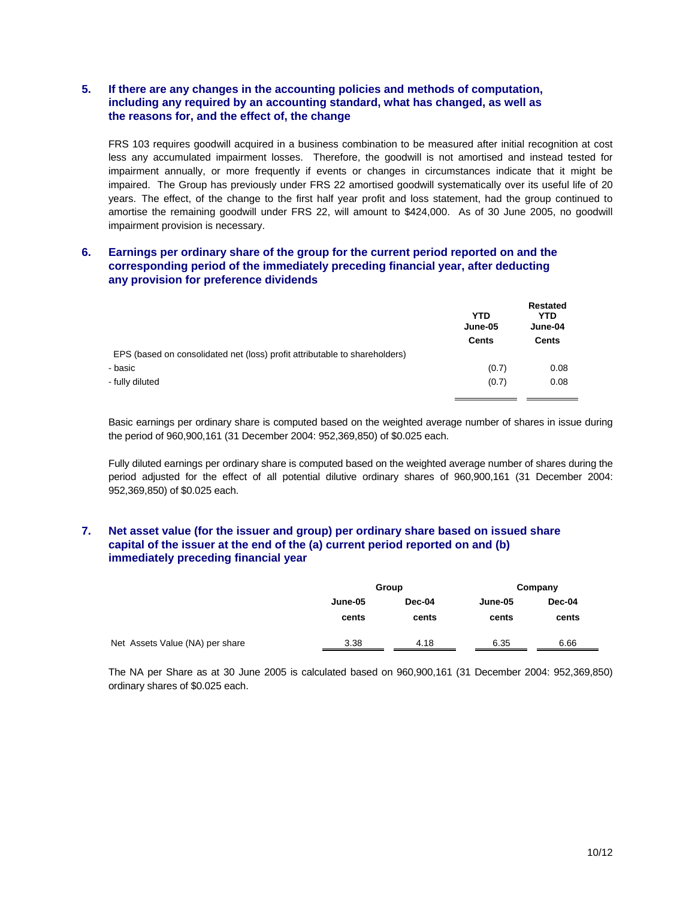## 5. If there are any changes in the accounting policies and methods of computation, including any required by an accounting standard, what has changed, as well as the reasons for, and the effect of, the change

FRS 103 requires goodwill acquired in a business combination to be measured after initial recognition at cost less any accumulated impairment losses. Therefore, the goodwill is not amortised and instead tested for impairment annually, or more frequently if events or changes in circumstances indicate that it might be impaired. The Group has previously under FRS 22 amortised goodwill systematically over its useful life of 20 years. The effect, of the change to the first half year profit and loss statement, had the group continued to amortise the remaining goodwill under FRS 22, will amount to $424,000. As of 30 June 2005, no goodwill impairment provision is necessary.

## 6. Earnings per ordinary share of the group for the current period reported on and the corresponding period of the immediately preceding financial year, after deducting any provision for preference dividends

| | YTD June-05 Cents | Restated YTD June-04 Cents |
|---|---|---|
| EPS (based on consolidated net (loss) profit attributable to shareholders) | | |
| - basic | (0.7) | 0.08 |
| - fully diluted | (0.7) | 0.08 |

Basic earnings per ordinary share is computed based on the weighted average number of shares in issue during the period of 960,900,161 (31 December 2004: 952,369,850) of $0.025 each.

Fully diluted earnings per ordinary share is computed based on the weighted average number of shares during the period adjusted for the effect of all potential dilutive ordinary shares of 960,900,161 (31 December 2004: 952,369,850) of $0.025 each.

## 7. Net asset value (for the issuer and group) per ordinary share based on issued share capital of the issuer at the end of the (a) current period reported on and (b) immediately preceding financial year

| | Group | | Company | |
|---|---|---|---|---|
| | June-05 cents | Dec-04 cents | June-05 cents | Dec-04 cents |
| Net Assets Value (NA) per share | 3.38 | 4.18 | 6.35 | 6.66 |

The NA per Share as at 30 June 2005 is calculated based on 960,900,161 (31 December 2004: 952,369,850) ordinary shares of $0.025 each.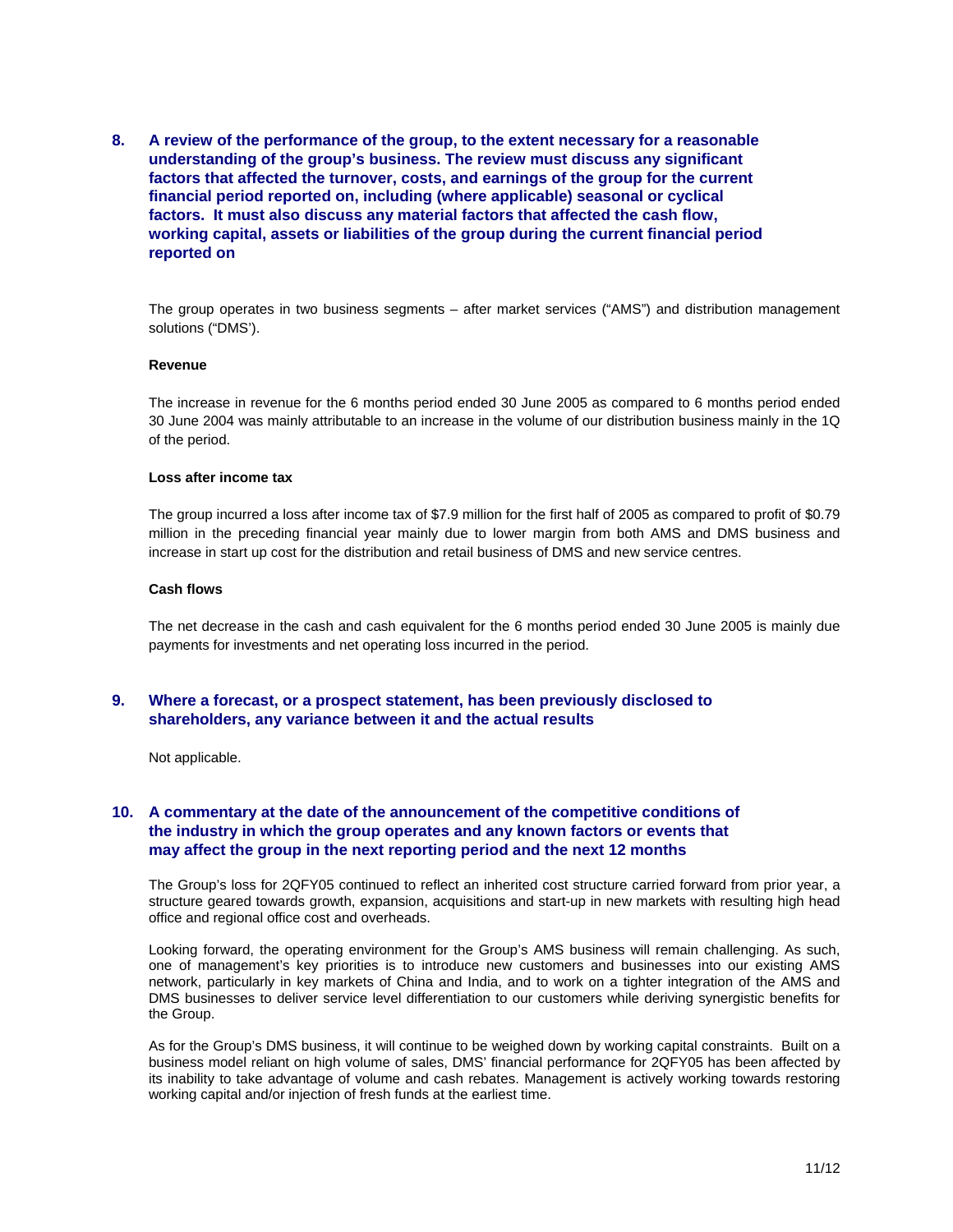**8. A review of the performance of the group, to the extent necessary for a reasonable understanding of the group's business. The review must discuss any significant factors that affected the turnover, costs, and earnings of the group for the current financial period reported on, including (where applicable) seasonal or cyclical factors. It must also discuss any material factors that affected the cash flow, working capital, assets or liabilities of the group during the current financial period reported on**

The group operates in two business segments – after market services ("AMS") and distribution management solutions ("DMS').

**Revenue**

The increase in revenue for the 6 months period ended 30 June 2005 as compared to 6 months period ended 30 June 2004 was mainly attributable to an increase in the volume of our distribution business mainly in the 1Q of the period.

**Loss after income tax**

The group incurred a loss after income tax of $7.9 million for the first half of 2005 as compared to profit of $0.79 million in the preceding financial year mainly due to lower margin from both AMS and DMS business and increase in start up cost for the distribution and retail business of DMS and new service centres.

**Cash flows**

The net decrease in the cash and cash equivalent for the 6 months period ended 30 June 2005 is mainly due payments for investments and net operating loss incurred in the period.

**9. Where a forecast, or a prospect statement, has been previously disclosed to shareholders, any variance between it and the actual results**

Not applicable.

**10. A commentary at the date of the announcement of the competitive conditions of the industry in which the group operates and any known factors or events that may affect the group in the next reporting period and the next 12 months**

The Group's loss for 2QFY05 continued to reflect an inherited cost structure carried forward from prior year, a structure geared towards growth, expansion, acquisitions and start-up in new markets with resulting high head office and regional office cost and overheads.

Looking forward, the operating environment for the Group's AMS business will remain challenging. As such, one of management's key priorities is to introduce new customers and businesses into our existing AMS network, particularly in key markets of China and India, and to work on a tighter integration of the AMS and DMS businesses to deliver service level differentiation to our customers while deriving synergistic benefits for the Group.

As for the Group's DMS business, it will continue to be weighed down by working capital constraints. Built on a business model reliant on high volume of sales, DMS' financial performance for 2QFY05 has been affected by its inability to take advantage of volume and cash rebates. Management is actively working towards restoring working capital and/or injection of fresh funds at the earliest time.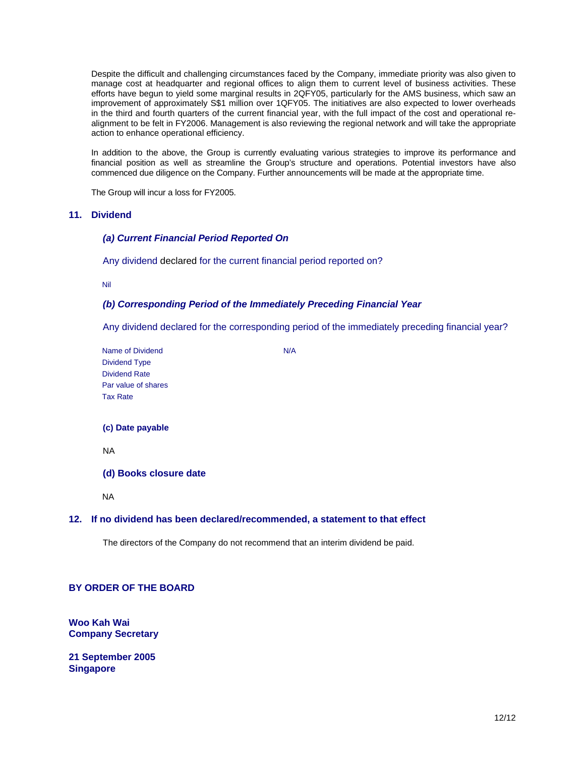Despite the difficult and challenging circumstances faced by the Company, immediate priority was also given to manage cost at headquarter and regional offices to align them to current level of business activities. These efforts have begun to yield some marginal results in 2QFY05, particularly for the AMS business, which saw an improvement of approximately S$1 million over 1QFY05. The initiatives are also expected to lower overheads in the third and fourth quarters of the current financial year, with the full impact of the cost and operational re-alignment to be felt in FY2006. Management is also reviewing the regional network and will take the appropriate action to enhance operational efficiency.

In addition to the above, the Group is currently evaluating various strategies to improve its performance and financial position as well as streamline the Group's structure and operations. Potential investors have also commenced due diligence on the Company. Further announcements will be made at the appropriate time.

The Group will incur a loss for FY2005.

## 11. Dividend

### *(a) Current Financial Period Reported On*

Any dividend declared for the current financial period reported on?

Nil

### *(b) Corresponding Period of the Immediately Preceding Financial Year*

Any dividend declared for the corresponding period of the immediately preceding financial year?

| | |
|---|---|
| Name of Dividend | N/A |
| Dividend Type | |
| Dividend Rate | |
| Par value of shares | |
| Tax Rate | |

### (c) Date payable

NA

### (d) Books closure date

NA

## 12. If no dividend has been declared/recommended, a statement to that effect

The directors of the Company do not recommend that an interim dividend be paid.

**BY ORDER OF THE BOARD**

**Woo Kah Wai**
**Company Secretary**

**21 September 2005**
**Singapore**